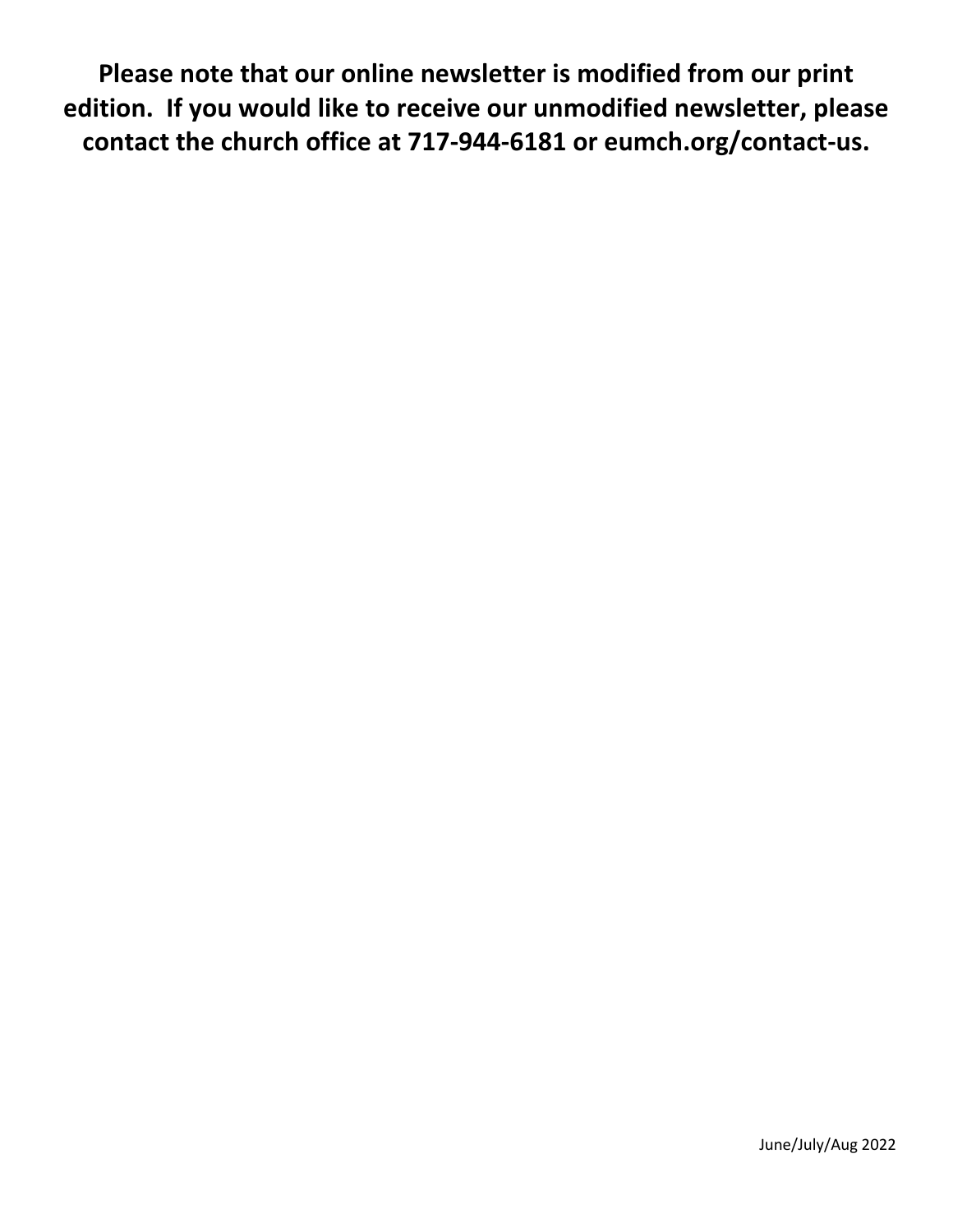**Please note that our online newsletter is modified from our print edition. If you would like to receive our unmodified newsletter, please contact the church office at 717-944-6181 or eumch.org/contact-us.**

June/July/Aug 2022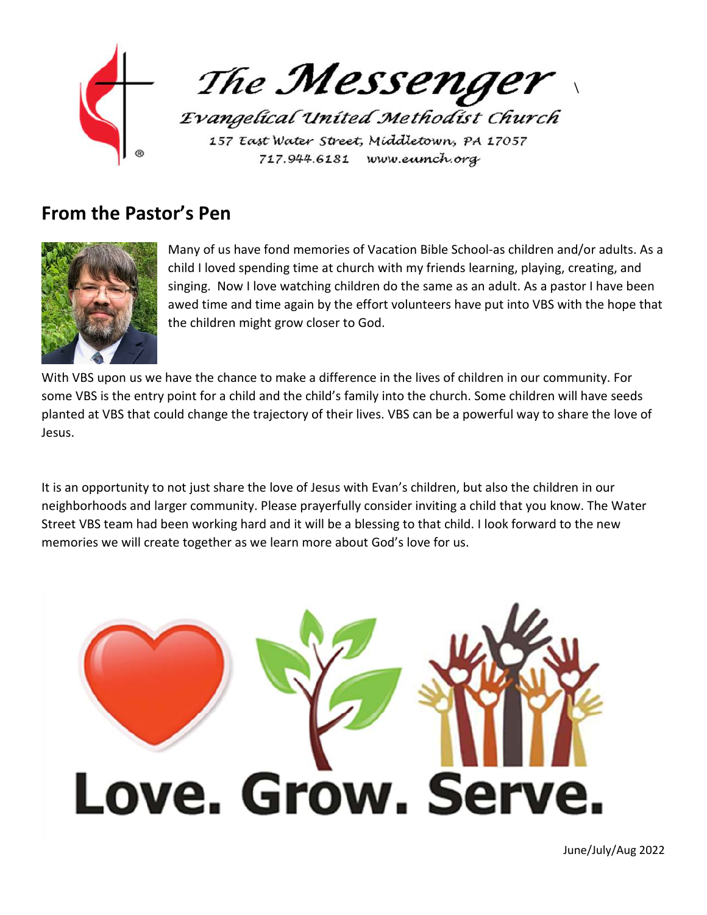# The Messenger

Evangelical United Methodist Church

157 East Water Street, Middletown, PA 17057

717.944.6181 www.eumch.org

## From the Pastor's Pen

Many of us have fond memories of Vacation Bible School-as children and/or adults. As a child I loved spending time at church with my friends learning, playing, creating, and singing. Now I love watching children do the same as an adult. As a pastor I have been awed time and time again by the effort volunteers have put into VBS with the hope that the children might grow closer to God.

With VBS upon us we have the chance to make a difference in the lives of children in our community. For some VBS is the entry point for a child and the child's family into the church. Some children will have seeds planted at VBS that could change the trajectory of their lives. VBS can be a powerful way to share the love of Jesus.

It is an opportunity to not just share the love of Jesus with Evan's children, but also the children in our neighborhoods and larger community. Please prayerfully consider inviting a child that you know. The Water Street VBS team had been working hard and it will be a blessing to that child. I look forward to the new memories we will create together as we learn more about God's love for us.

Love. Grow. Serve.

June/July/Aug 2022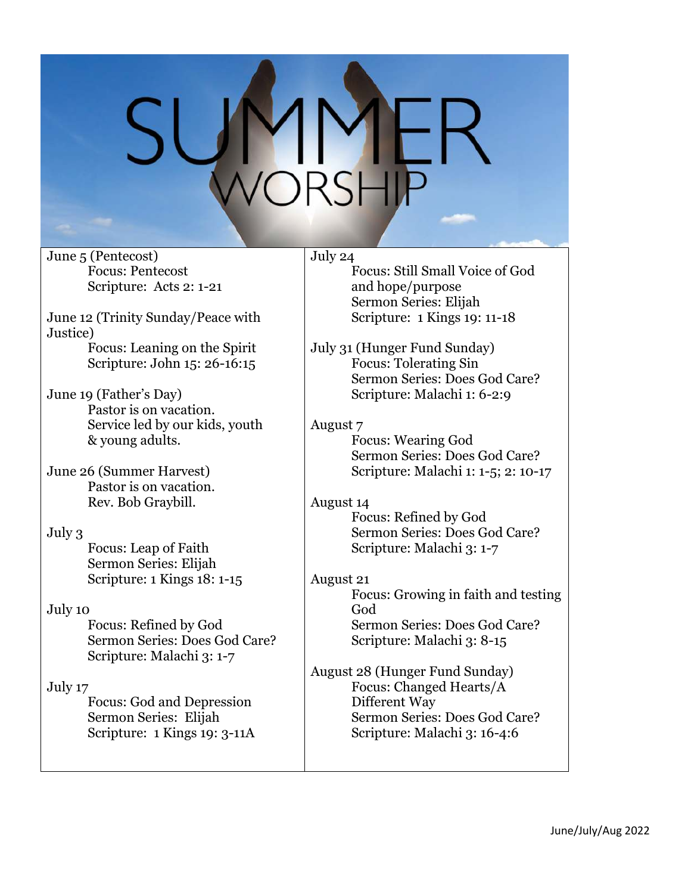# SUMMER WORSHIP

June 5 (Pentecost)
Focus: Pentecost
Scripture: Acts 2: 1-21

June 12 (Trinity Sunday/Peace with Justice)
Focus: Leaning on the Spirit
Scripture: John 15: 26-16:15

June 19 (Father's Day)
Pastor is on vacation.
Service led by our kids, youth & young adults.

June 26 (Summer Harvest)
Pastor is on vacation.
Rev. Bob Graybill.

July 3
Focus: Leap of Faith
Sermon Series: Elijah
Scripture: 1 Kings 18: 1-15

July 10
Focus: Refined by God
Sermon Series: Does God Care?
Scripture: Malachi 3: 1-7

July 17
Focus: God and Depression
Sermon Series: Elijah
Scripture: 1 Kings 19: 3-11A

July 24
Focus: Still Small Voice of God and hope/purpose
Sermon Series: Elijah
Scripture: 1 Kings 19: 11-18

July 31 (Hunger Fund Sunday)
Focus: Tolerating Sin
Sermon Series: Does God Care?
Scripture: Malachi 1: 6-2:9

August 7
Focus: Wearing God
Sermon Series: Does God Care?
Scripture: Malachi 1: 1-5; 2: 10-17

August 14
Focus: Refined by God
Sermon Series: Does God Care?
Scripture: Malachi 3: 1-7

August 21
Focus: Growing in faith and testing God
Sermon Series: Does God Care?
Scripture: Malachi 3: 8-15

August 28 (Hunger Fund Sunday)
Focus: Changed Hearts/A Different Way
Sermon Series: Does God Care?
Scripture: Malachi 3: 16-4:6

June/July/Aug 2022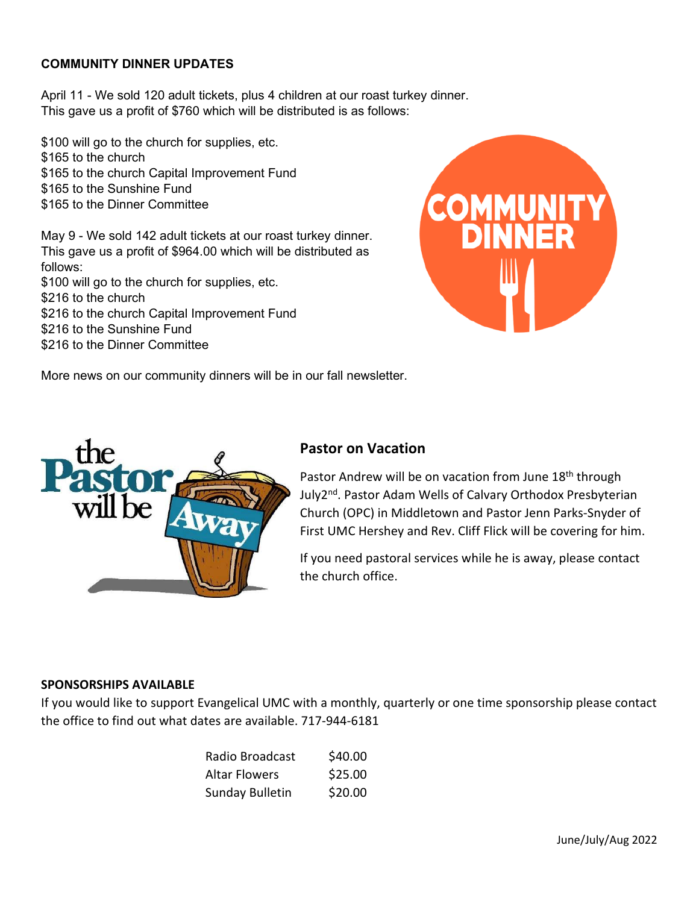## COMMUNITY DINNER UPDATES

April 11 - We sold 120 adult tickets, plus 4 children at our roast turkey dinner.
This gave us a profit of $760 which will be distributed is as follows:

$100 will go to the church for supplies, etc.
$165 to the church
$165 to the church Capital Improvement Fund
$165 to the Sunshine Fund
$165 to the Dinner Committee

May 9 - We sold 142 adult tickets at our roast turkey dinner.
This gave us a profit of $964.00 which will be distributed as follows:
$100 will go to the church for supplies, etc.
$216 to the church
$216 to the church Capital Improvement Fund
$216 to the Sunshine Fund
$216 to the Dinner Committee

More news on our community dinners will be in our fall newsletter.

## Pastor on Vacation

Pastor Andrew will be on vacation from June 18th through July2nd. Pastor Adam Wells of Calvary Orthodox Presbyterian Church (OPC) in Middletown and Pastor Jenn Parks-Snyder of First UMC Hershey and Rev. Cliff Flick will be covering for him.

If you need pastoral services while he is away, please contact the church office.

## SPONSORSHIPS AVAILABLE

If you would like to support Evangelical UMC with a monthly, quarterly or one time sponsorship please contact the office to find out what dates are available. 717-944-6181

| | |
|---|---|
| Radio Broadcast | $40.00 |
| Altar Flowers | $25.00 |
| Sunday Bulletin | $20.00 |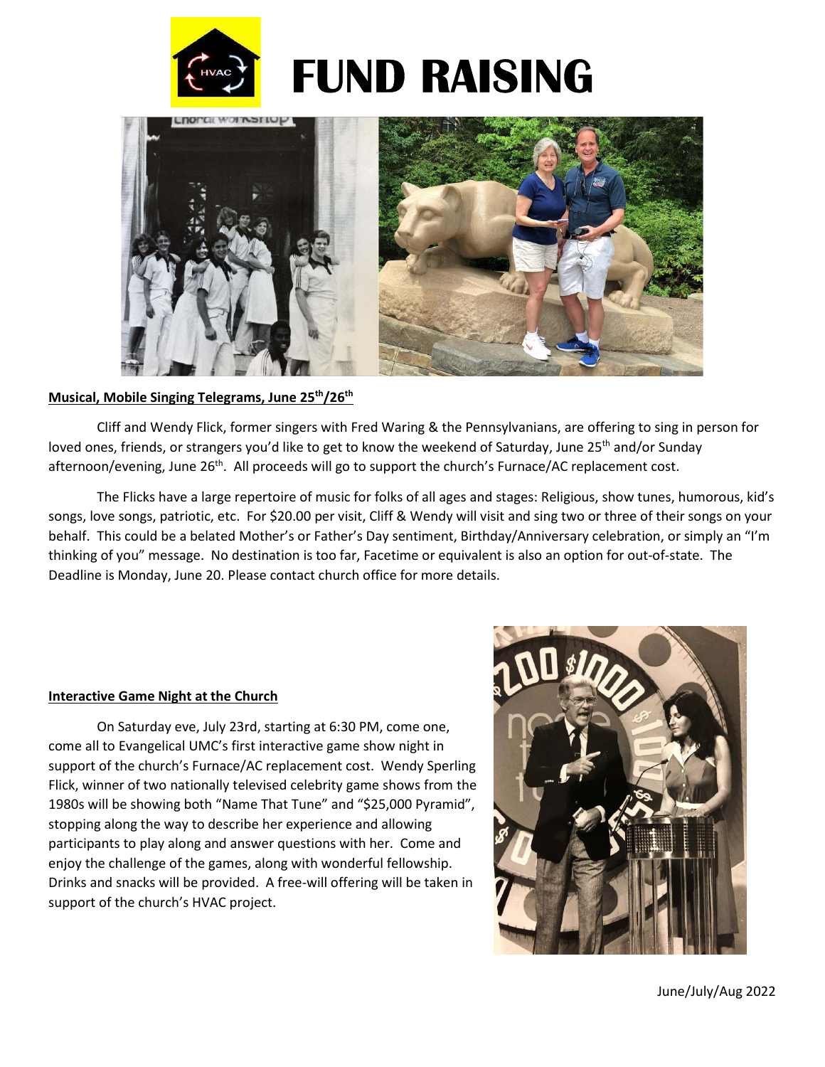# FUND RAISING

**Musical, Mobile Singing Telegrams, June 25th/26th**

Cliff and Wendy Flick, former singers with Fred Waring & the Pennsylvanians, are offering to sing in person for loved ones, friends, or strangers you'd like to get to know the weekend of Saturday, June 25th and/or Sunday afternoon/evening, June 26th. All proceeds will go to support the church's Furnace/AC replacement cost.

The Flicks have a large repertoire of music for folks of all ages and stages: Religious, show tunes, humorous, kid's songs, love songs, patriotic, etc. For $20.00 per visit, Cliff & Wendy will visit and sing two or three of their songs on your behalf. This could be a belated Mother's or Father's Day sentiment, Birthday/Anniversary celebration, or simply an "I'm thinking of you" message. No destination is too far, Facetime or equivalent is also an option for out-of-state. The Deadline is Monday, June 20. Please contact church office for more details.

**Interactive Game Night at the Church**

On Saturday eve, July 23rd, starting at 6:30 PM, come one, come all to Evangelical UMC's first interactive game show night in support of the church's Furnace/AC replacement cost. Wendy Sperling Flick, winner of two nationally televised celebrity game shows from the 1980s will be showing both "Name That Tune" and "$25,000 Pyramid", stopping along the way to describe her experience and allowing participants to play along and answer questions with her. Come and enjoy the challenge of the games, along with wonderful fellowship. Drinks and snacks will be provided. A free-will offering will be taken in support of the church's HVAC project.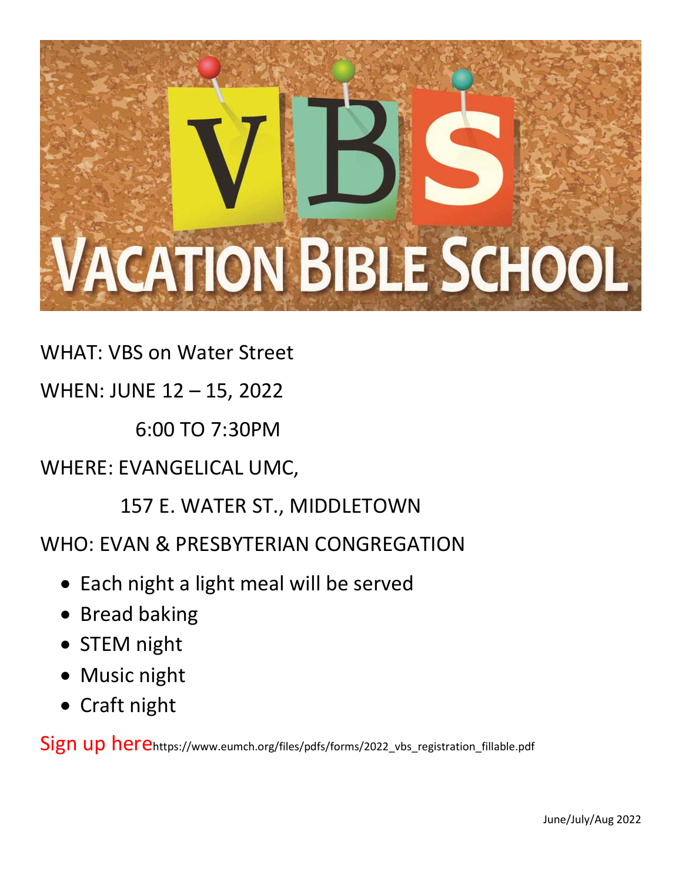# VBS VACATION BIBLE SCHOOL

WHAT: VBS on Water Street

WHEN: JUNE 12 – 15, 2022

6:00 TO 7:30PM

WHERE: EVANGELICAL UMC,

157 E. WATER ST., MIDDLETOWN

WHO: EVAN & PRESBYTERIAN CONGREGATION

- Each night a light meal will be served
- Bread baking
- STEM night
- Music night
- Craft night

Sign up here https://www.eumch.org/files/pdfs/forms/2022_vbs_registration_fillable.pdf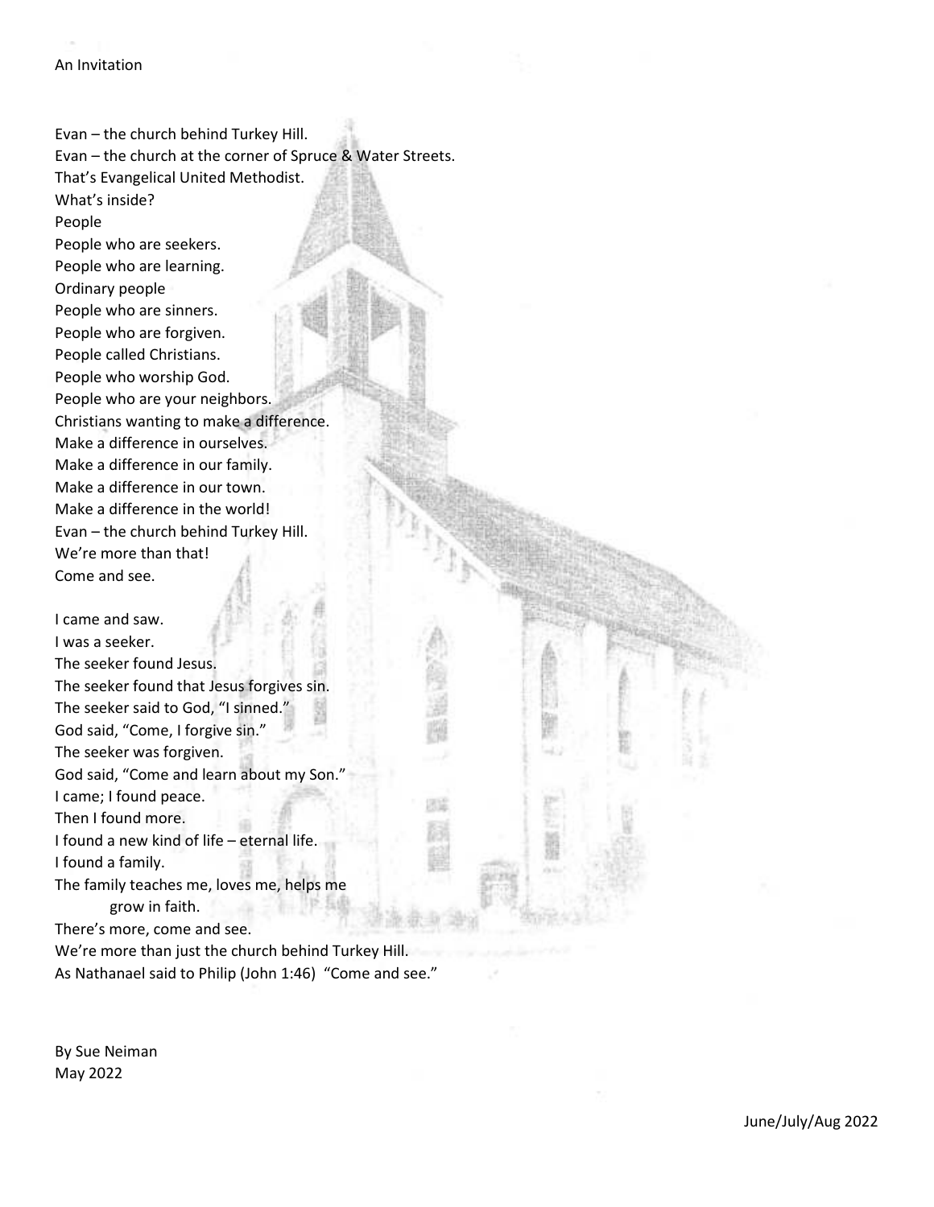# An Invitation

Evan – the church behind Turkey Hill.
Evan – the church at the corner of Spruce & Water Streets.
That's Evangelical United Methodist.
What's inside?
People
People who are seekers.
People who are learning.
Ordinary people
People who are sinners.
People who are forgiven.
People called Christians.
People who worship God.
People who are your neighbors.
Christians wanting to make a difference.
Make a difference in ourselves.
Make a difference in our family.
Make a difference in our town.
Make a difference in the world!
Evan – the church behind Turkey Hill.
We're more than that!
Come and see.

I came and saw.
I was a seeker.
The seeker found Jesus.
The seeker found that Jesus forgives sin.
The seeker said to God, "I sinned."
God said, "Come, I forgive sin."
The seeker was forgiven.
God said, "Come and learn about my Son."
I came; I found peace.
Then I found more.
I found a new kind of life – eternal life.
I found a family.
The family teaches me, loves me, helps me
grow in faith.
There's more, come and see.
We're more than just the church behind Turkey Hill.
As Nathanael said to Philip (John 1:46) "Come and see."

By Sue Neiman
May 2022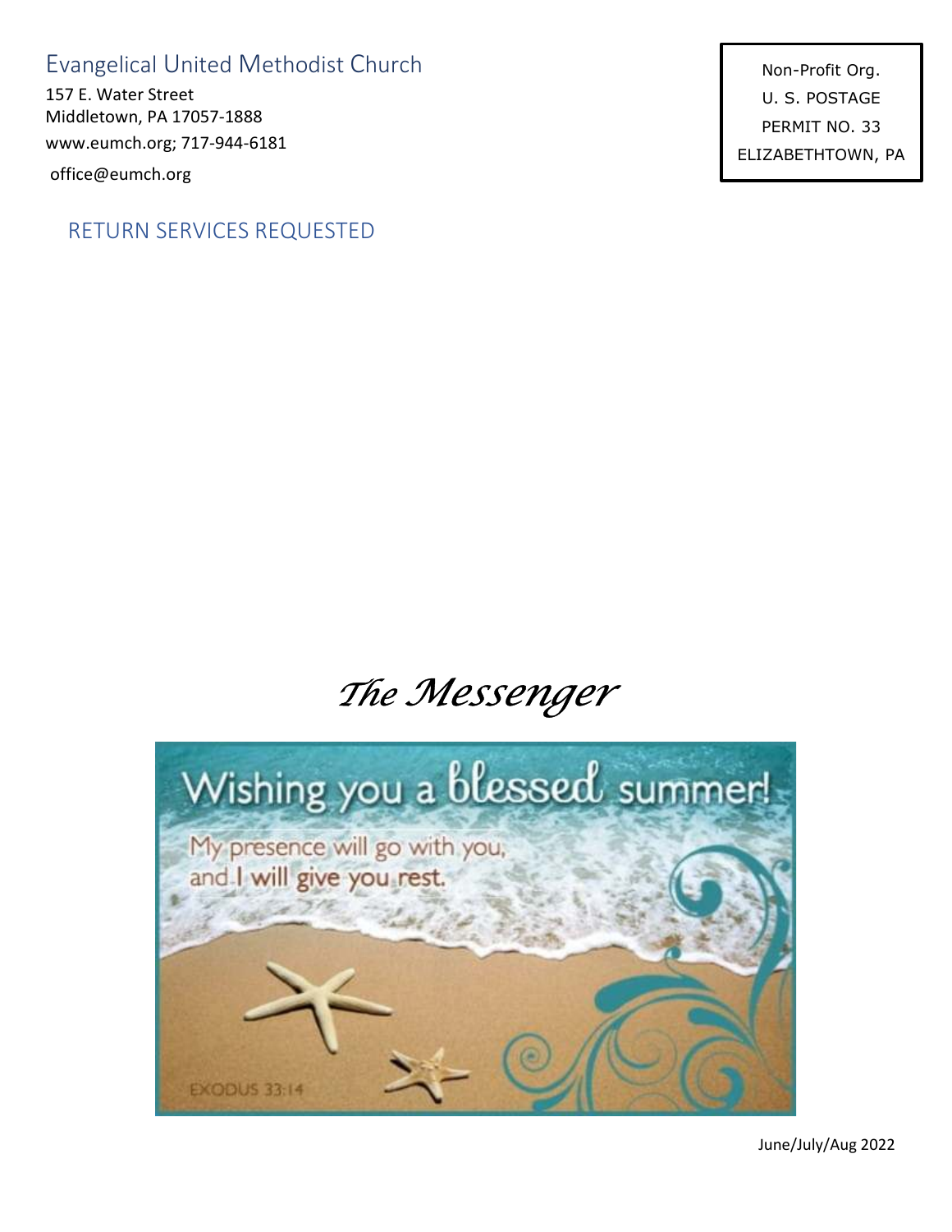Evangelical United Methodist Church

157 E. Water Street
Middletown, PA 17057-1888
www.eumch.org; 717-944-6181
office@eumch.org

RETURN SERVICES REQUESTED

Non-Profit Org.
U. S. POSTAGE
PERMIT NO. 33
ELIZABETHTOWN, PA

# *The Messenger*

Wishing you a blessed summer!

My presence will go with you, and I will give you rest.

EXODUS 33:14

June/July/Aug 2022